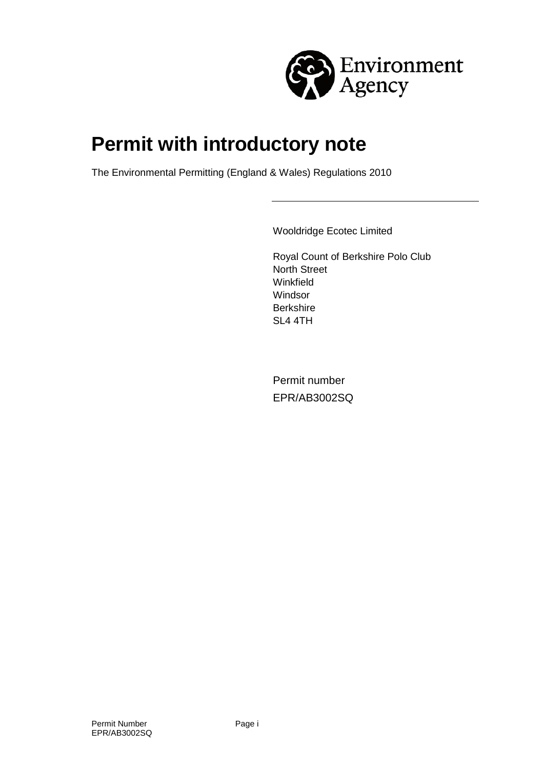# Permit with introductory note

The Environmental Permitting (England & Wales) Regulations 2010

---

Wooldridge Ecotec Limited

Royal Count of Berkshire Polo Club
North Street
Winkfield
Windsor
Berkshire
SL4 4TH

Permit number
EPR/AB3002SQ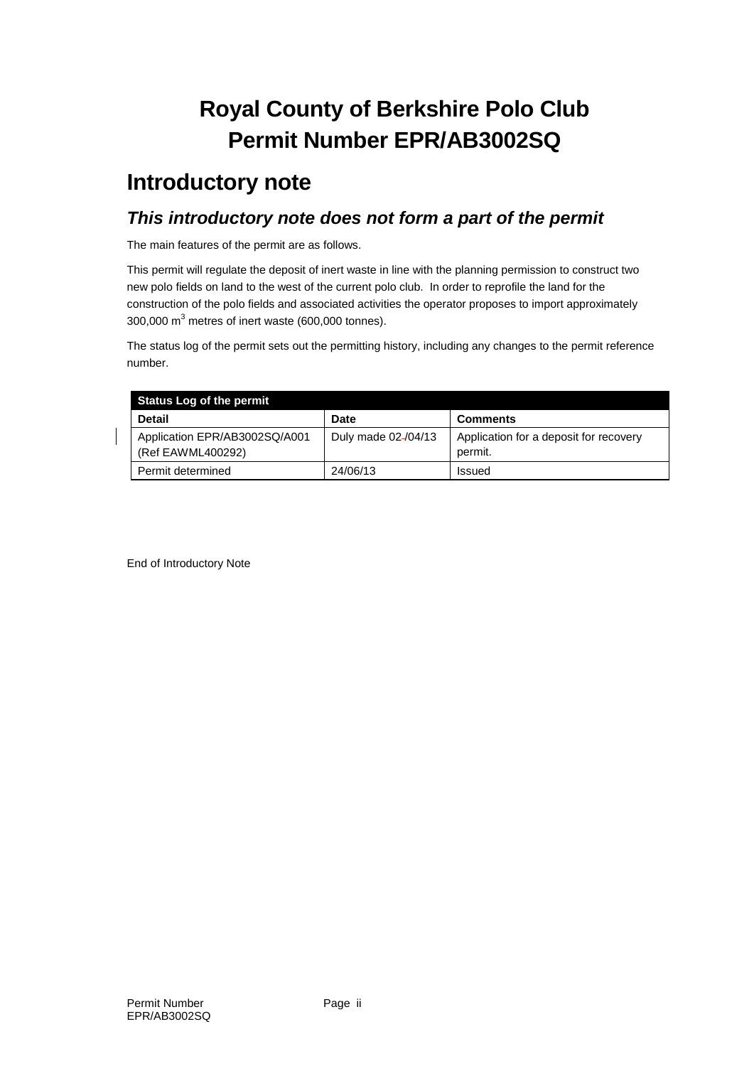# Royal County of Berkshire Polo Club
# Permit Number EPR/AB3002SQ

## Introductory note

### *This introductory note does not form a part of the permit*

The main features of the permit are as follows.

This permit will regulate the deposit of inert waste in line with the planning permission to construct two new polo fields on land to the west of the current polo club. In order to reprofile the land for the construction of the polo fields and associated activities the operator proposes to import approximately 300,000 $m^3$ metres of inert waste (600,000 tonnes).

The status log of the permit sets out the permitting history, including any changes to the permit reference number.

| Status Log of the permit | | |
|---|---|---|
| **Detail** | **Date** | **Comments** |
| Application EPR/AB3002SQ/A001 (Ref EAWML400292) | Duly made 02/04/13 | Application for a deposit for recovery permit. |
| Permit determined | 24/06/13 | Issued |

End of Introductory Note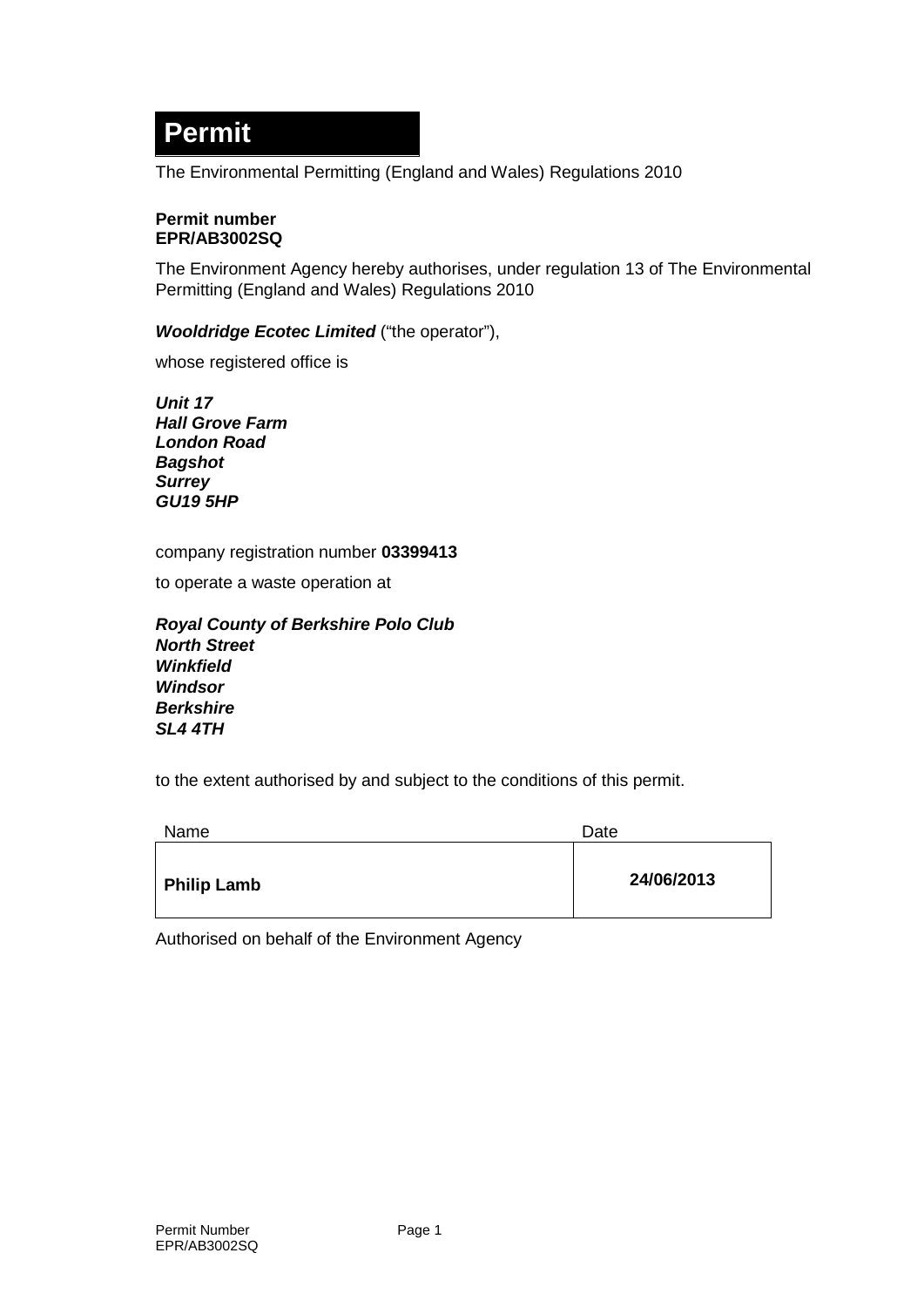# Permit

The Environmental Permitting (England and Wales) Regulations 2010

**Permit number**
**EPR/AB3002SQ**

The Environment Agency hereby authorises, under regulation 13 of The Environmental Permitting (England and Wales) Regulations 2010

***Wooldridge Ecotec Limited*** ("the operator"),

whose registered office is

***Unit 17***
***Hall Grove Farm***
***London Road***
***Bagshot***
***Surrey***
***GU19 5HP***

company registration number **03399413**

to operate a waste operation at

***Royal County of Berkshire Polo Club***
***North Street***
***Winkfield***
***Windsor***
***Berkshire***
***SL4 4TH***

to the extent authorised by and subject to the conditions of this permit.

| Name | Date |
|---|---|
| **Philip Lamb** | **24/06/2013** |

Authorised on behalf of the Environment Agency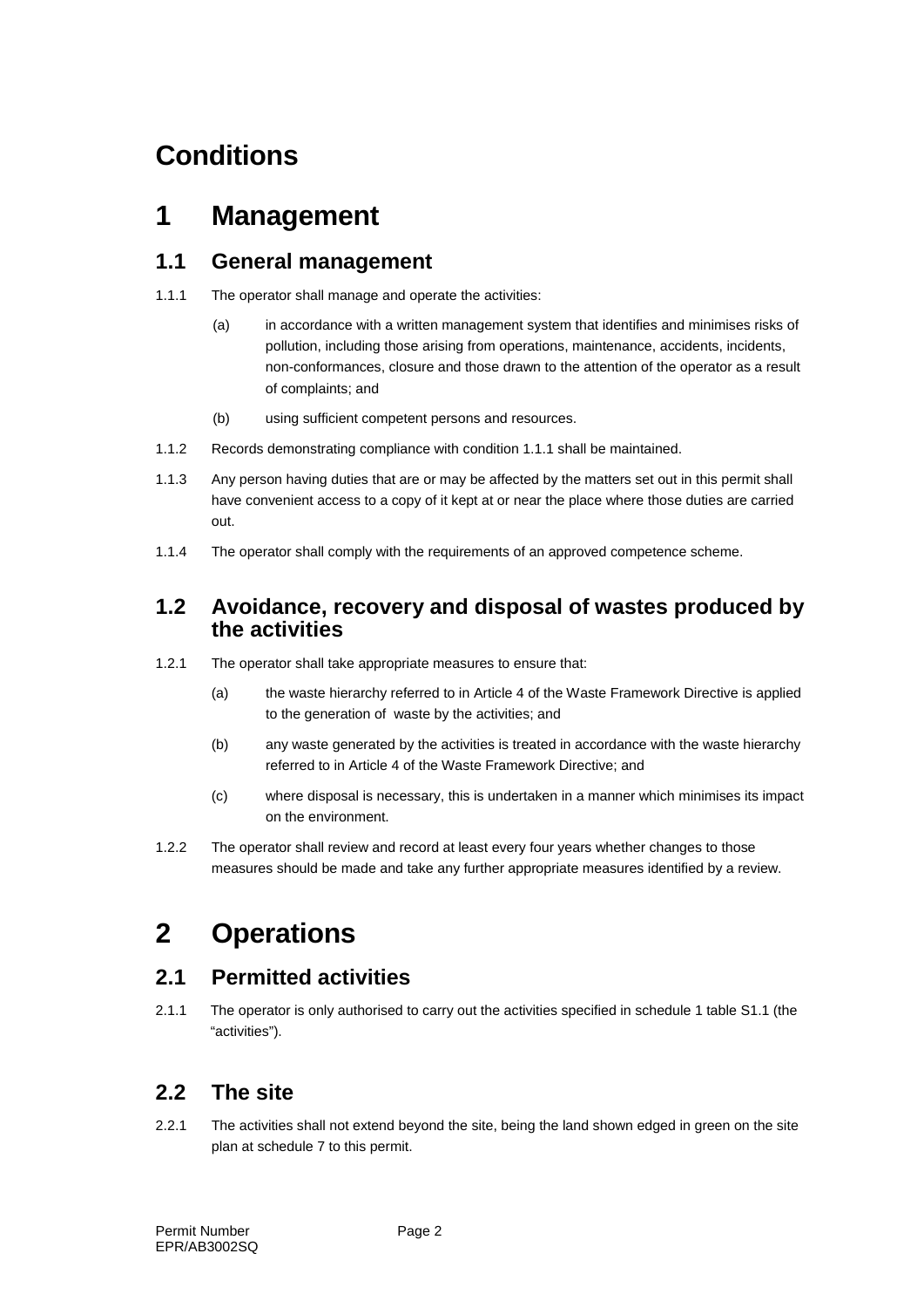# Conditions

# 1 Management

## 1.1 General management

1.1.1 The operator shall manage and operate the activities:

(a) in accordance with a written management system that identifies and minimises risks of pollution, including those arising from operations, maintenance, accidents, incidents, non-conformances, closure and those drawn to the attention of the operator as a result of complaints; and

(b) using sufficient competent persons and resources.

1.1.2 Records demonstrating compliance with condition 1.1.1 shall be maintained.

1.1.3 Any person having duties that are or may be affected by the matters set out in this permit shall have convenient access to a copy of it kept at or near the place where those duties are carried out.

1.1.4 The operator shall comply with the requirements of an approved competence scheme.

## 1.2 Avoidance, recovery and disposal of wastes produced by the activities

1.2.1 The operator shall take appropriate measures to ensure that:

(a) the waste hierarchy referred to in Article 4 of the Waste Framework Directive is applied to the generation of waste by the activities; and

(b) any waste generated by the activities is treated in accordance with the waste hierarchy referred to in Article 4 of the Waste Framework Directive; and

(c) where disposal is necessary, this is undertaken in a manner which minimises its impact on the environment.

1.2.2 The operator shall review and record at least every four years whether changes to those measures should be made and take any further appropriate measures identified by a review.

# 2 Operations

## 2.1 Permitted activities

2.1.1 The operator is only authorised to carry out the activities specified in schedule 1 table S1.1 (the "activities").

## 2.2 The site

2.2.1 The activities shall not extend beyond the site, being the land shown edged in green on the site plan at schedule 7 to this permit.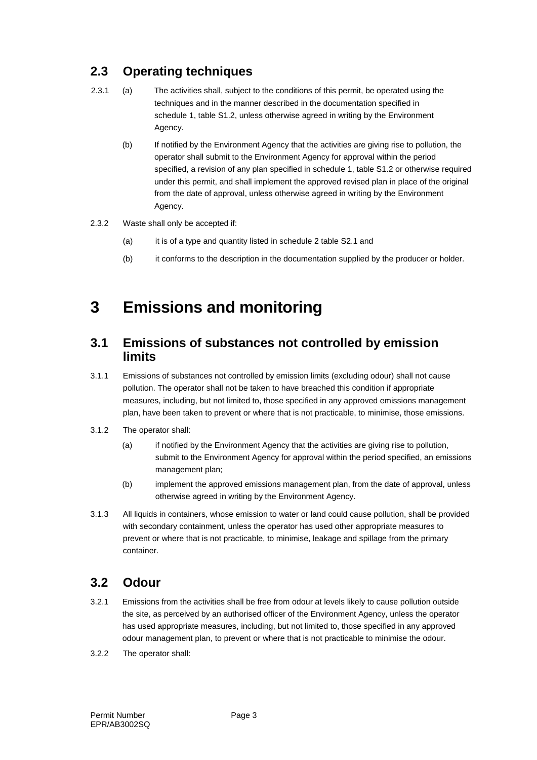## 2.3 Operating techniques

2.3.1 (a) The activities shall, subject to the conditions of this permit, be operated using the techniques and in the manner described in the documentation specified in schedule 1, table S1.2, unless otherwise agreed in writing by the Environment Agency.

(b) If notified by the Environment Agency that the activities are giving rise to pollution, the operator shall submit to the Environment Agency for approval within the period specified, a revision of any plan specified in schedule 1, table S1.2 or otherwise required under this permit, and shall implement the approved revised plan in place of the original from the date of approval, unless otherwise agreed in writing by the Environment Agency.

2.3.2 Waste shall only be accepted if:

(a) it is of a type and quantity listed in schedule 2 table S2.1 and

(b) it conforms to the description in the documentation supplied by the producer or holder.

# 3 Emissions and monitoring

## 3.1 Emissions of substances not controlled by emission limits

3.1.1 Emissions of substances not controlled by emission limits (excluding odour) shall not cause pollution. The operator shall not be taken to have breached this condition if appropriate measures, including, but not limited to, those specified in any approved emissions management plan, have been taken to prevent or where that is not practicable, to minimise, those emissions.

3.1.2 The operator shall:

(a) if notified by the Environment Agency that the activities are giving rise to pollution, submit to the Environment Agency for approval within the period specified, an emissions management plan;

(b) implement the approved emissions management plan, from the date of approval, unless otherwise agreed in writing by the Environment Agency.

3.1.3 All liquids in containers, whose emission to water or land could cause pollution, shall be provided with secondary containment, unless the operator has used other appropriate measures to prevent or where that is not practicable, to minimise, leakage and spillage from the primary container.

## 3.2 Odour

3.2.1 Emissions from the activities shall be free from odour at levels likely to cause pollution outside the site, as perceived by an authorised officer of the Environment Agency, unless the operator has used appropriate measures, including, but not limited to, those specified in any approved odour management plan, to prevent or where that is not practicable to minimise the odour.

3.2.2 The operator shall: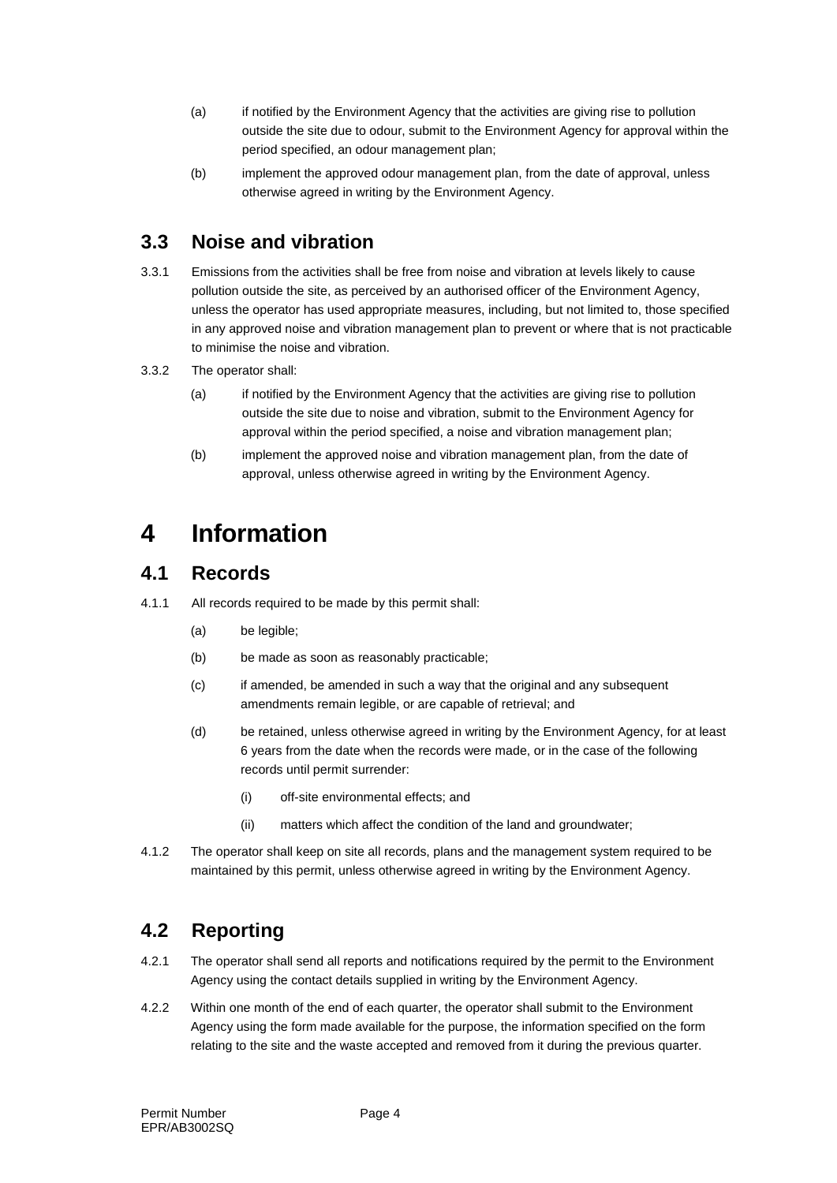(a) if notified by the Environment Agency that the activities are giving rise to pollution outside the site due to odour, submit to the Environment Agency for approval within the period specified, an odour management plan;

(b) implement the approved odour management plan, from the date of approval, unless otherwise agreed in writing by the Environment Agency.

## 3.3 Noise and vibration

3.3.1 Emissions from the activities shall be free from noise and vibration at levels likely to cause pollution outside the site, as perceived by an authorised officer of the Environment Agency, unless the operator has used appropriate measures, including, but not limited to, those specified in any approved noise and vibration management plan to prevent or where that is not practicable to minimise the noise and vibration.

3.3.2 The operator shall:

(a) if notified by the Environment Agency that the activities are giving rise to pollution outside the site due to noise and vibration, submit to the Environment Agency for approval within the period specified, a noise and vibration management plan;

(b) implement the approved noise and vibration management plan, from the date of approval, unless otherwise agreed in writing by the Environment Agency.

# 4 Information

## 4.1 Records

4.1.1 All records required to be made by this permit shall:

(a) be legible;

(b) be made as soon as reasonably practicable;

(c) if amended, be amended in such a way that the original and any subsequent amendments remain legible, or are capable of retrieval; and

(d) be retained, unless otherwise agreed in writing by the Environment Agency, for at least 6 years from the date when the records were made, or in the case of the following records until permit surrender:

(i) off-site environmental effects; and

(ii) matters which affect the condition of the land and groundwater;

4.1.2 The operator shall keep on site all records, plans and the management system required to be maintained by this permit, unless otherwise agreed in writing by the Environment Agency.

## 4.2 Reporting

4.2.1 The operator shall send all reports and notifications required by the permit to the Environment Agency using the contact details supplied in writing by the Environment Agency.

4.2.2 Within one month of the end of each quarter, the operator shall submit to the Environment Agency using the form made available for the purpose, the information specified on the form relating to the site and the waste accepted and removed from it during the previous quarter.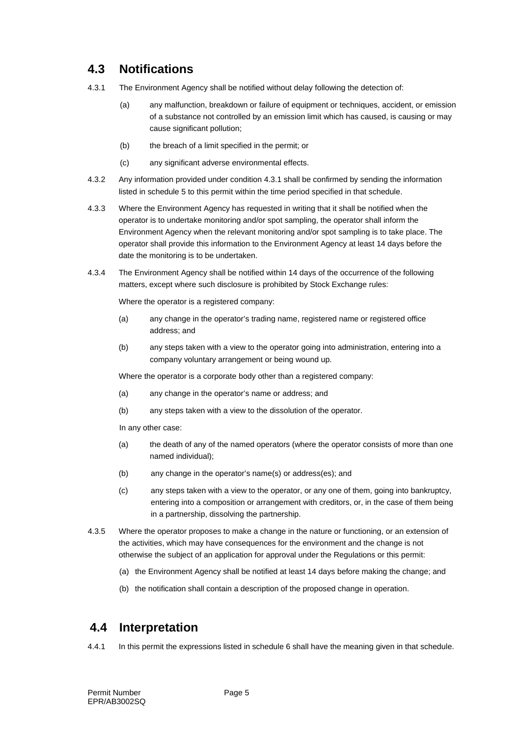## 4.3 Notifications

4.3.1 The Environment Agency shall be notified without delay following the detection of:

(a) any malfunction, breakdown or failure of equipment or techniques, accident, or emission of a substance not controlled by an emission limit which has caused, is causing or may cause significant pollution;

(b) the breach of a limit specified in the permit; or

(c) any significant adverse environmental effects.

4.3.2 Any information provided under condition 4.3.1 shall be confirmed by sending the information listed in schedule 5 to this permit within the time period specified in that schedule.

4.3.3 Where the Environment Agency has requested in writing that it shall be notified when the operator is to undertake monitoring and/or spot sampling, the operator shall inform the Environment Agency when the relevant monitoring and/or spot sampling is to take place. The operator shall provide this information to the Environment Agency at least 14 days before the date the monitoring is to be undertaken.

4.3.4 The Environment Agency shall be notified within 14 days of the occurrence of the following matters, except where such disclosure is prohibited by Stock Exchange rules:

Where the operator is a registered company:

(a) any change in the operator's trading name, registered name or registered office address; and

(b) any steps taken with a view to the operator going into administration, entering into a company voluntary arrangement or being wound up.

Where the operator is a corporate body other than a registered company:

(a) any change in the operator's name or address; and

(b) any steps taken with a view to the dissolution of the operator.

In any other case:

(a) the death of any of the named operators (where the operator consists of more than one named individual);

(b) any change in the operator's name(s) or address(es); and

(c) any steps taken with a view to the operator, or any one of them, going into bankruptcy, entering into a composition or arrangement with creditors, or, in the case of them being in a partnership, dissolving the partnership.

4.3.5 Where the operator proposes to make a change in the nature or functioning, or an extension of the activities, which may have consequences for the environment and the change is not otherwise the subject of an application for approval under the Regulations or this permit:

(a) the Environment Agency shall be notified at least 14 days before making the change; and

(b) the notification shall contain a description of the proposed change in operation.

## 4.4 Interpretation

4.4.1 In this permit the expressions listed in schedule 6 shall have the meaning given in that schedule.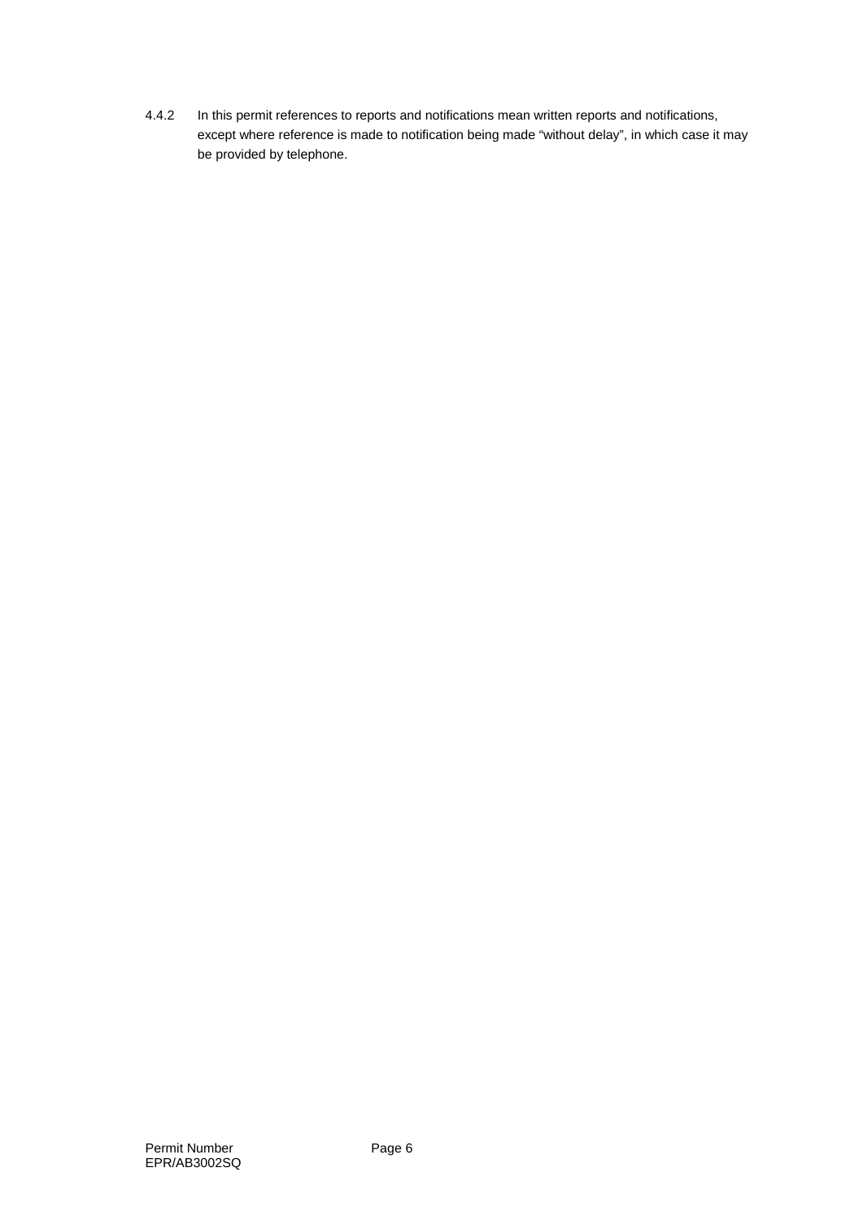4.4.2 In this permit references to reports and notifications mean written reports and notifications, except where reference is made to notification being made "without delay", in which case it may be provided by telephone.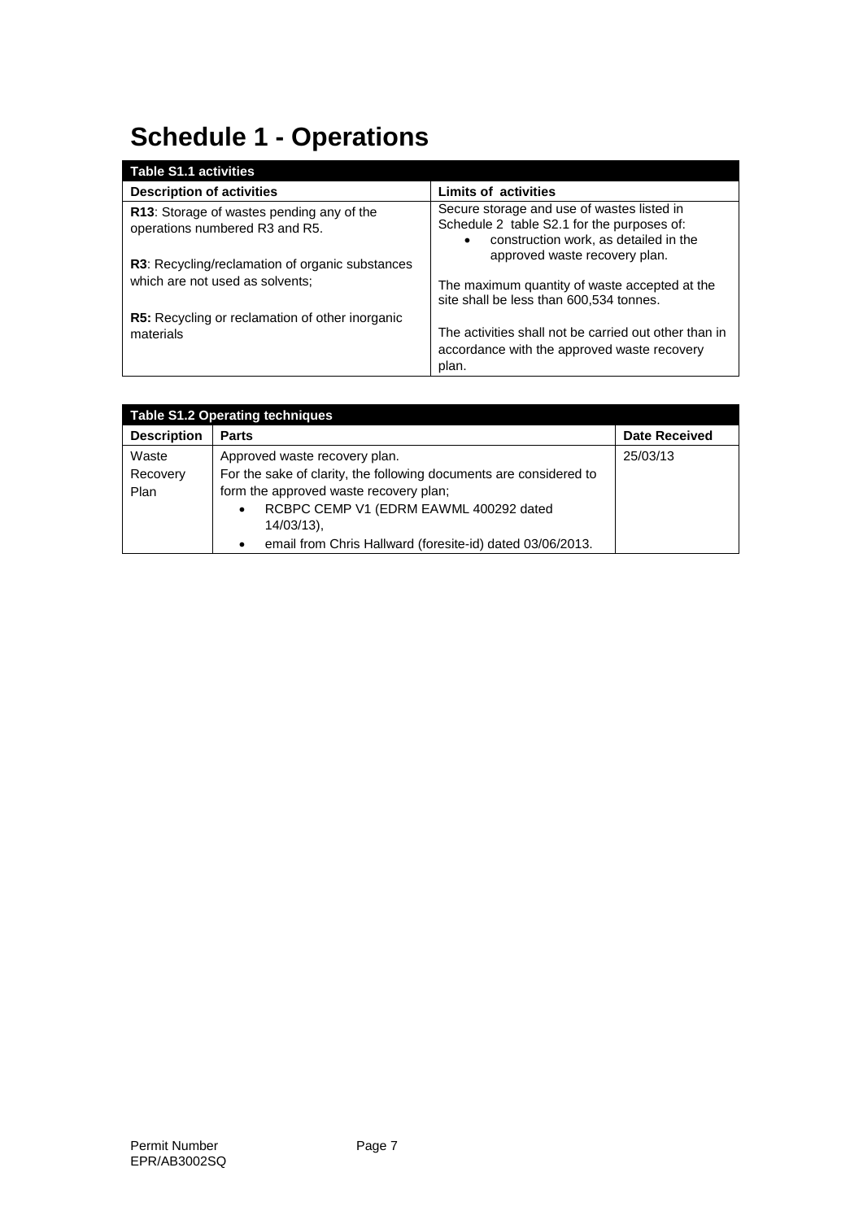# Schedule 1 - Operations

| Table S1.1 activities | |
|---|---|
| **Description of activities** | **Limits of activities** |
| **R13**: Storage of wastes pending any of the operations numbered R3 and R5.<br><br>**R3**: Recycling/reclamation of organic substances which are not used as solvents;<br><br>**R5:** Recycling or reclamation of other inorganic materials | Secure storage and use of wastes listed in Schedule 2 table S2.1 for the purposes of:<br>• construction work, as detailed in the approved waste recovery plan.<br><br>The maximum quantity of waste accepted at the site shall be less than 600,534 tonnes.<br><br>The activities shall not be carried out other than in accordance with the approved waste recovery plan. |

| Table S1.2 Operating techniques | | |
|---|---|---|
| **Description** | **Parts** | **Date Received** |
| Waste Recovery Plan | Approved waste recovery plan.<br>For the sake of clarity, the following documents are considered to form the approved waste recovery plan;<br>• RCBPC CEMP V1 (EDRM EAWML 400292 dated 14/03/13),<br>• email from Chris Hallward (foresite-id) dated 03/06/2013. | 25/03/13 |

Permit Number EPR/AB3002SQ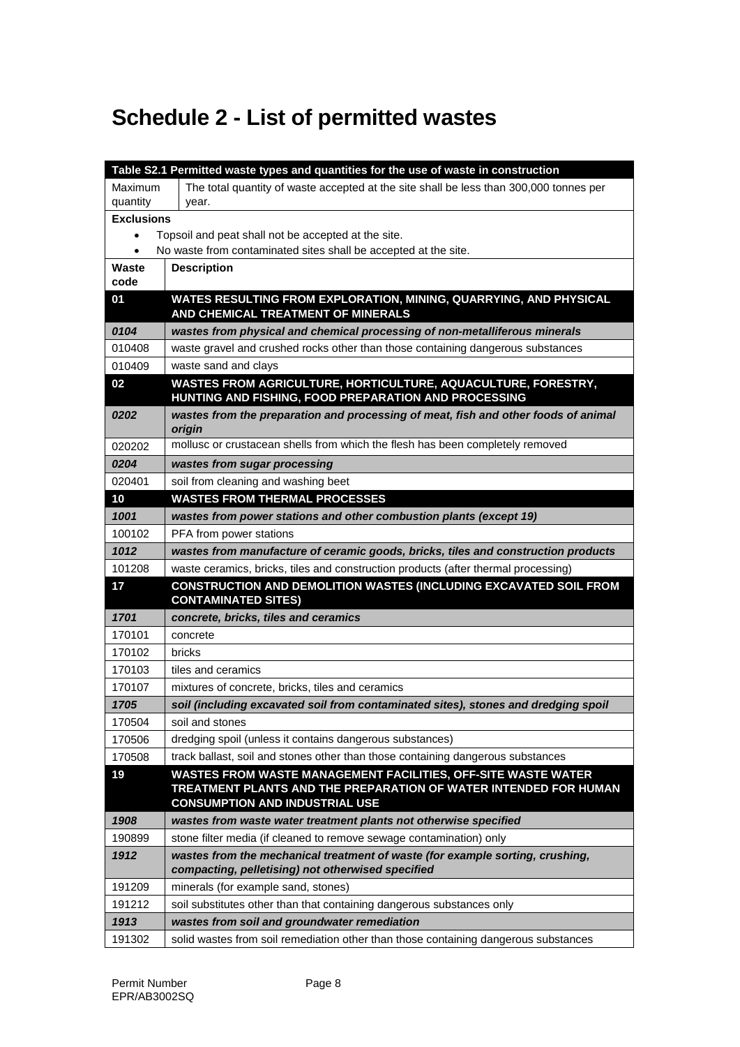# Schedule 2 - List of permitted wastes

| Table S2.1 Permitted waste types and quantities for the use of waste in construction | |
|---|---|
| Maximum quantity | The total quantity of waste accepted at the site shall be less than 300,000 tonnes per year. |
| **Exclusions**<br>• Topsoil and peat shall not be accepted at the site.<br>• No waste from contaminated sites shall be accepted at the site. | |
| **Waste code** | **Description** |
| **01** | **WATES RESULTING FROM EXPLORATION, MINING, QUARRYING, AND PHYSICAL AND CHEMICAL TREATMENT OF MINERALS** |
| ***0104*** | ***wastes from physical and chemical processing of non-metalliferous minerals*** |
| 010408 | waste gravel and crushed rocks other than those containing dangerous substances |
| 010409 | waste sand and clays |
| **02** | **WASTES FROM AGRICULTURE, HORTICULTURE, AQUACULTURE, FORESTRY, HUNTING AND FISHING, FOOD PREPARATION AND PROCESSING** |
| ***0202*** | ***wastes from the preparation and processing of meat, fish and other foods of animal origin*** |
| 020202 | mollusc or crustacean shells from which the flesh has been completely removed |
| ***0204*** | ***wastes from sugar processing*** |
| 020401 | soil from cleaning and washing beet |
| **10** | **WASTES FROM THERMAL PROCESSES** |
| ***1001*** | ***wastes from power stations and other combustion plants (except 19)*** |
| 100102 | PFA from power stations |
| ***1012*** | ***wastes from manufacture of ceramic goods, bricks, tiles and construction products*** |
| 101208 | waste ceramics, bricks, tiles and construction products (after thermal processing) |
| **17** | **CONSTRUCTION AND DEMOLITION WASTES (INCLUDING EXCAVATED SOIL FROM CONTAMINATED SITES)** |
| ***1701*** | ***concrete, bricks, tiles and ceramics*** |
| 170101 | concrete |
| 170102 | bricks |
| 170103 | tiles and ceramics |
| 170107 | mixtures of concrete, bricks, tiles and ceramics |
| ***1705*** | ***soil (including excavated soil from contaminated sites), stones and dredging spoil*** |
| 170504 | soil and stones |
| 170506 | dredging spoil (unless it contains dangerous substances) |
| 170508 | track ballast, soil and stones other than those containing dangerous substances |
| **19** | **WASTES FROM WASTE MANAGEMENT FACILITIES, OFF-SITE WASTE WATER TREATMENT PLANTS AND THE PREPARATION OF WATER INTENDED FOR HUMAN CONSUMPTION AND INDUSTRIAL USE** |
| ***1908*** | ***wastes from waste water treatment plants not otherwise specified*** |
| 190899 | stone filter media (if cleaned to remove sewage contamination) only |
| ***1912*** | ***wastes from the mechanical treatment of waste (for example sorting, crushing, compacting, pelletising) not otherwised specified*** |
| 191209 | minerals (for example sand, stones) |
| 191212 | soil substitutes other than that containing dangerous substances only |
| ***1913*** | ***wastes from soil and groundwater remediation*** |
| 191302 | solid wastes from soil remediation other than those containing dangerous substances |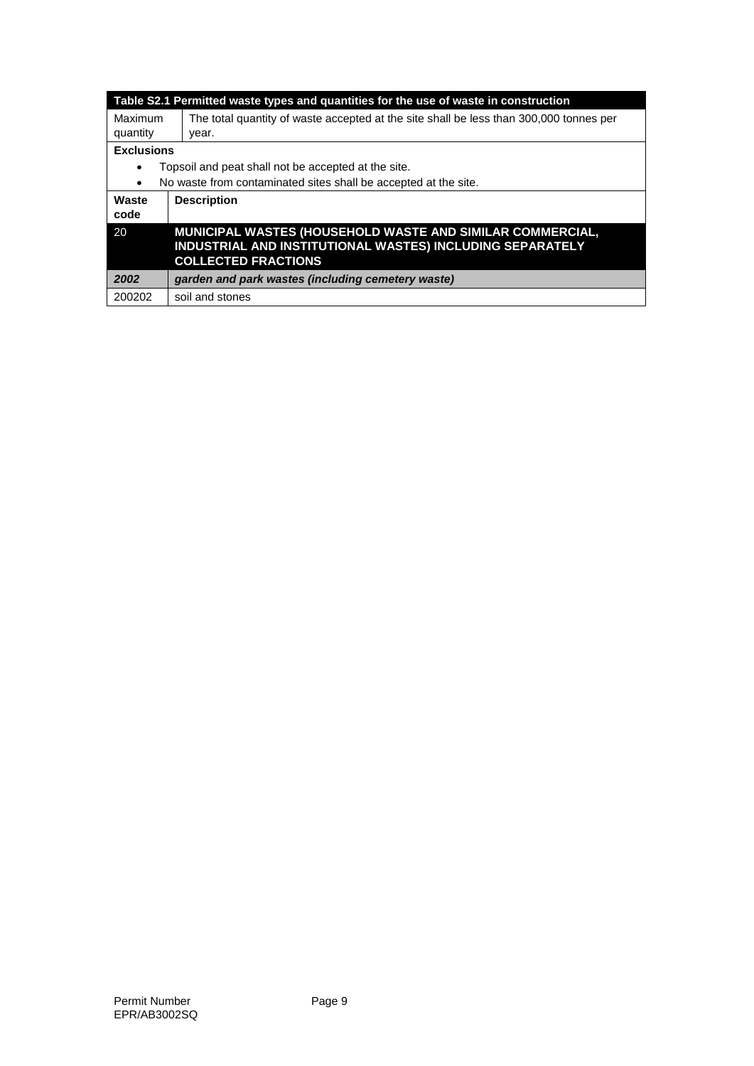| Table S2.1 Permitted waste types and quantities for the use of waste in construction | |
|---|---|
| Maximum quantity | The total quantity of waste accepted at the site shall be less than 300,000 tonnes per year. |
| **Exclusions** | |
| • Topsoil and peat shall not be accepted at the site.<br>• No waste from contaminated sites shall be accepted at the site. | |
| **Waste code** | **Description** |
| 20 | **MUNICIPAL WASTES (HOUSEHOLD WASTE AND SIMILAR COMMERCIAL, INDUSTRIAL AND INSTITUTIONAL WASTES) INCLUDING SEPARATELY COLLECTED FRACTIONS** |
| ***2002*** | ***garden and park wastes (including cemetery waste)*** |
| 200202 | soil and stones |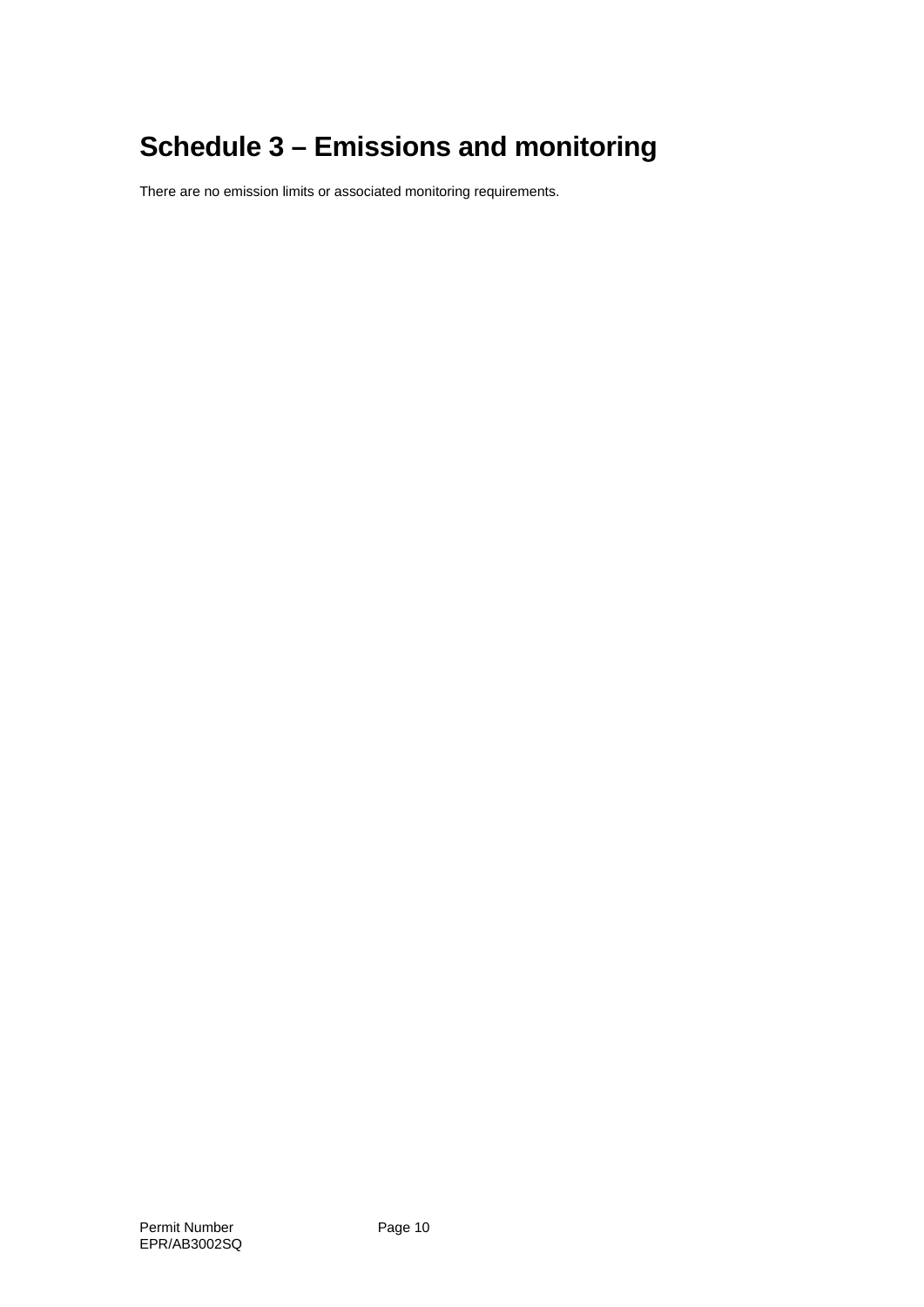# Schedule 3 – Emissions and monitoring

There are no emission limits or associated monitoring requirements.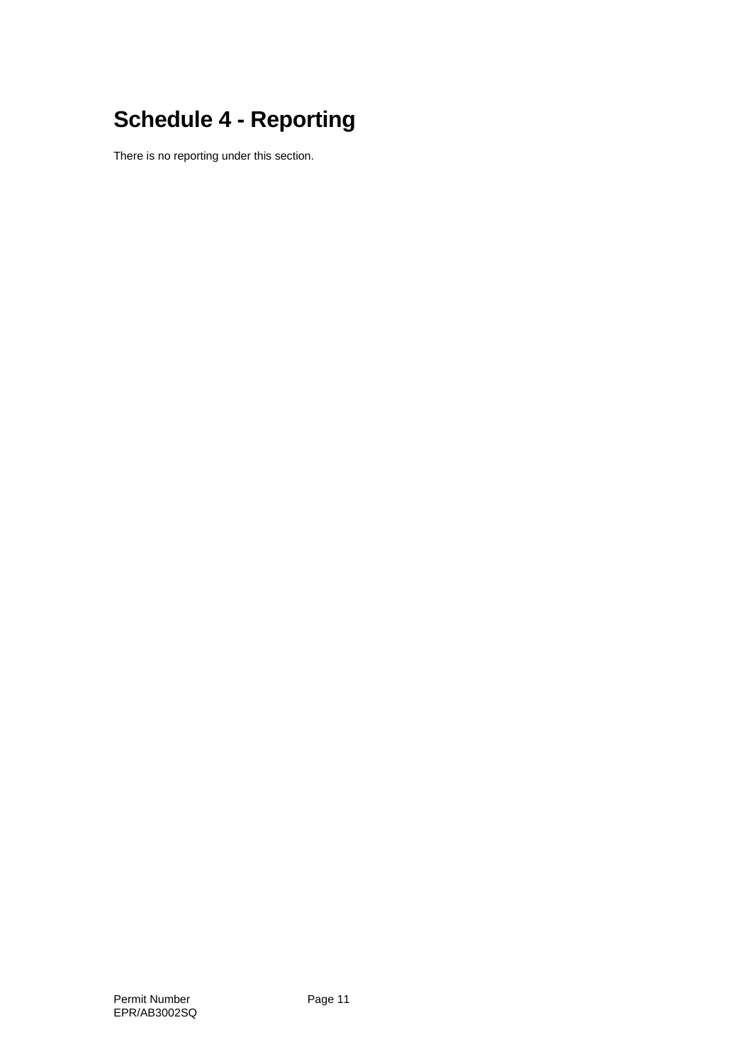# Schedule 4 - Reporting

There is no reporting under this section.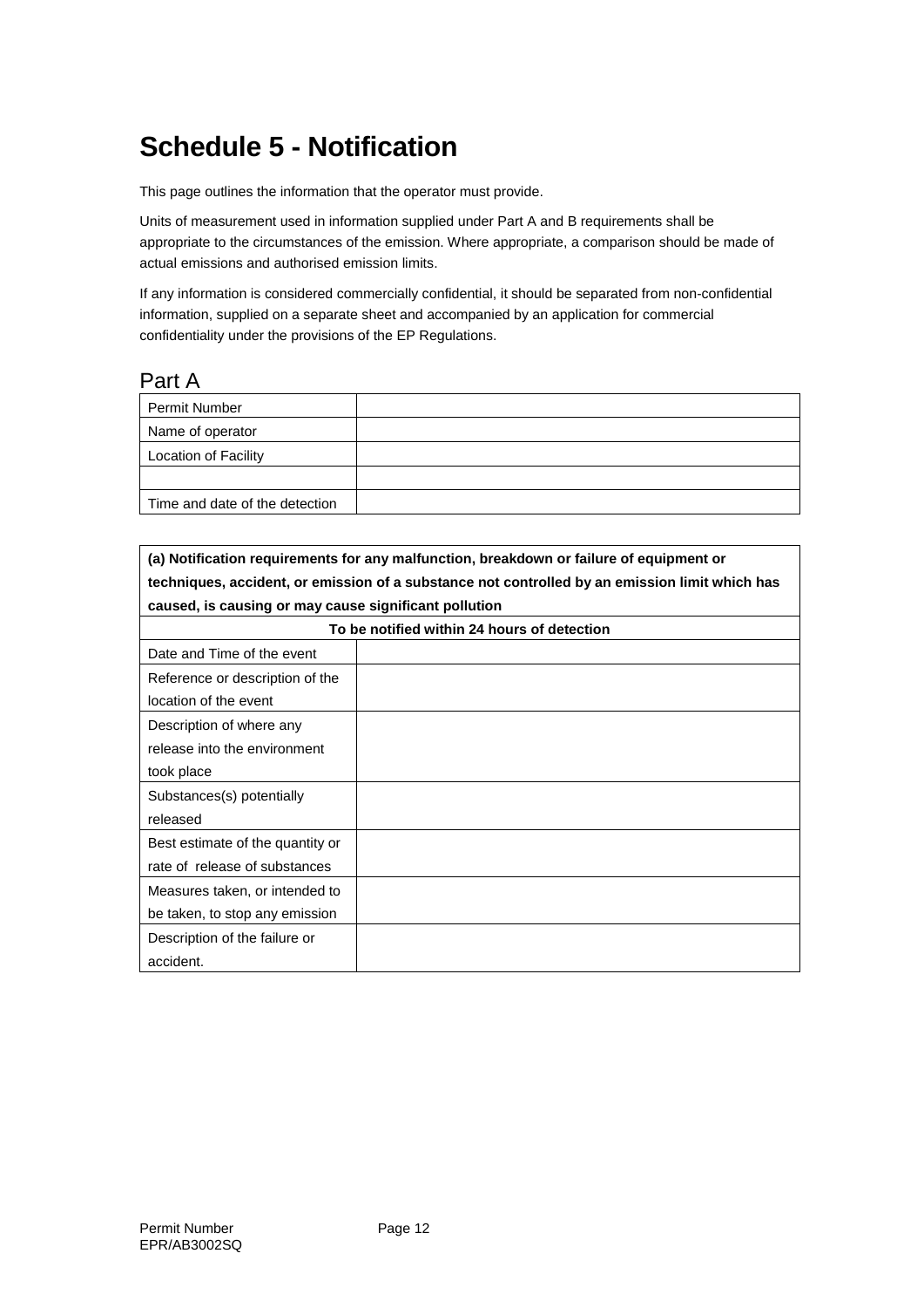# Schedule 5 - Notification

This page outlines the information that the operator must provide.

Units of measurement used in information supplied under Part A and B requirements shall be appropriate to the circumstances of the emission. Where appropriate, a comparison should be made of actual emissions and authorised emission limits.

If any information is considered commercially confidential, it should be separated from non-confidential information, supplied on a separate sheet and accompanied by an application for commercial confidentiality under the provisions of the EP Regulations.

## Part A

| | |
|---|---|
| Permit Number | |
| Name of operator | |
| Location of Facility | |
| | |
| Time and date of the detection | |

| **(a) Notification requirements for any malfunction, breakdown or failure of equipment or techniques, accident, or emission of a substance not controlled by an emission limit which has caused, is causing or may cause significant pollution** | |
|---|---|
| **To be notified within 24 hours of detection** | |
| Date and Time of the event | |
| Reference or description of the location of the event | |
| Description of where any release into the environment took place | |
| Substances(s) potentially released | |
| Best estimate of the quantity or rate of release of substances | |
| Measures taken, or intended to be taken, to stop any emission | |
| Description of the failure or accident. | |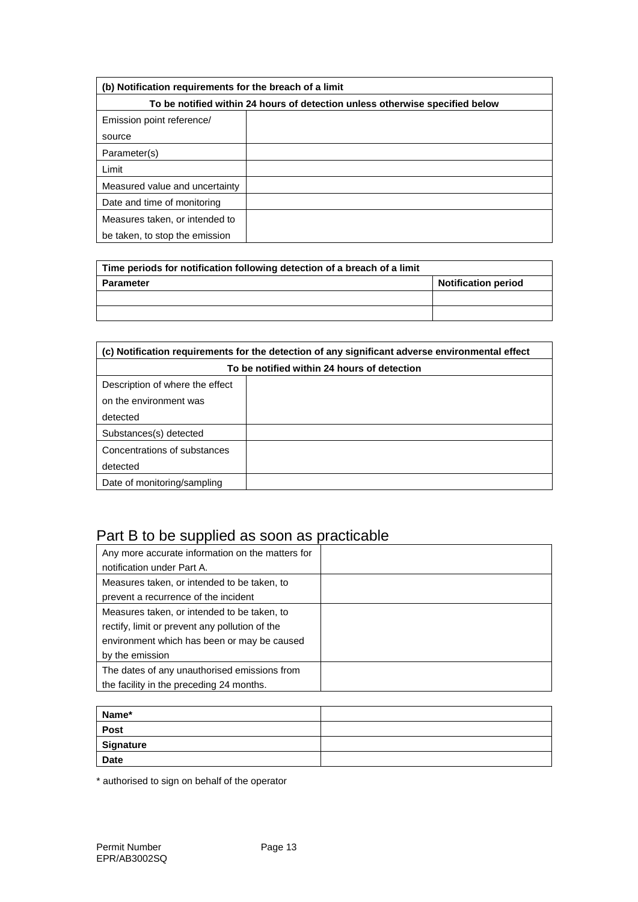| (b) Notification requirements for the breach of a limit | |
|---|---|
| To be notified within 24 hours of detection unless otherwise specified below | |
| Emission point reference/ source | |
| Parameter(s) | |
| Limit | |
| Measured value and uncertainty | |
| Date and time of monitoring | |
| Measures taken, or intended to be taken, to stop the emission | |

| Time periods for notification following detection of a breach of a limit | |
|---|---|
| **Parameter** | **Notification period** |
| | |
| | |

| (c) Notification requirements for the detection of any significant adverse environmental effect | |
|---|---|
| To be notified within 24 hours of detection | |
| Description of where the effect on the environment was detected | |
| Substances(s) detected | |
| Concentrations of substances detected | |
| Date of monitoring/sampling | |

## Part B to be supplied as soon as practicable

| Any more accurate information on the matters for notification under Part A. | |
|---|---|
| Measures taken, or intended to be taken, to prevent a recurrence of the incident | |
| Measures taken, or intended to be taken, to rectify, limit or prevent any pollution of the environment which has been or may be caused by the emission | |
| The dates of any unauthorised emissions from the facility in the preceding 24 months. | |

| **Name*** | |
|---|---|
| **Post** | |
| **Signature** | |
| **Date** | |

* authorised to sign on behalf of the operator

Permit Number
EPR/AB3002SQ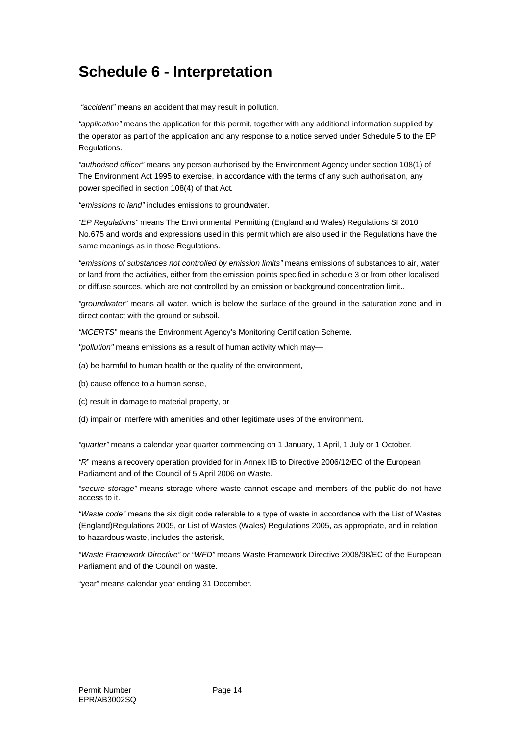# Schedule 6 - Interpretation

*"accident"* means an accident that may result in pollution.

*"application"* means the application for this permit, together with any additional information supplied by the operator as part of the application and any response to a notice served under Schedule 5 to the EP Regulations.

*"authorised officer"* means any person authorised by the Environment Agency under section 108(1) of The Environment Act 1995 to exercise, in accordance with the terms of any such authorisation, any power specified in section 108(4) of that Act.

*"emissions to land"* includes emissions to groundwater.

*"EP Regulations"* means The Environmental Permitting (England and Wales) Regulations SI 2010 No.675 and words and expressions used in this permit which are also used in the Regulations have the same meanings as in those Regulations.

*"emissions of substances not controlled by emission limits"* means emissions of substances to air, water or land from the activities, either from the emission points specified in schedule 3 or from other localised or diffuse sources, which are not controlled by an emission or background concentration limit..

*"groundwater"* means all water, which is below the surface of the ground in the saturation zone and in direct contact with the ground or subsoil.

*"MCERTS"* means the Environment Agency's Monitoring Certification Scheme.

*"pollution"* means emissions as a result of human activity which may—

(a) be harmful to human health or the quality of the environment,

(b) cause offence to a human sense,

(c) result in damage to material property, or

(d) impair or interfere with amenities and other legitimate uses of the environment.

*"quarter"* means a calendar year quarter commencing on 1 January, 1 April, 1 July or 1 October.

*"R"* means a recovery operation provided for in Annex IIB to Directive 2006/12/EC of the European Parliament and of the Council of 5 April 2006 on Waste.

*"secure storage"* means storage where waste cannot escape and members of the public do not have access to it.

*"Waste code"* means the six digit code referable to a type of waste in accordance with the List of Wastes (England)Regulations 2005, or List of Wastes (Wales) Regulations 2005, as appropriate, and in relation to hazardous waste, includes the asterisk.

*"Waste Framework Directive" or "WFD"* means Waste Framework Directive 2008/98/EC of the European Parliament and of the Council on waste.

"year" means calendar year ending 31 December.

Permit Number EPR/AB3002SQ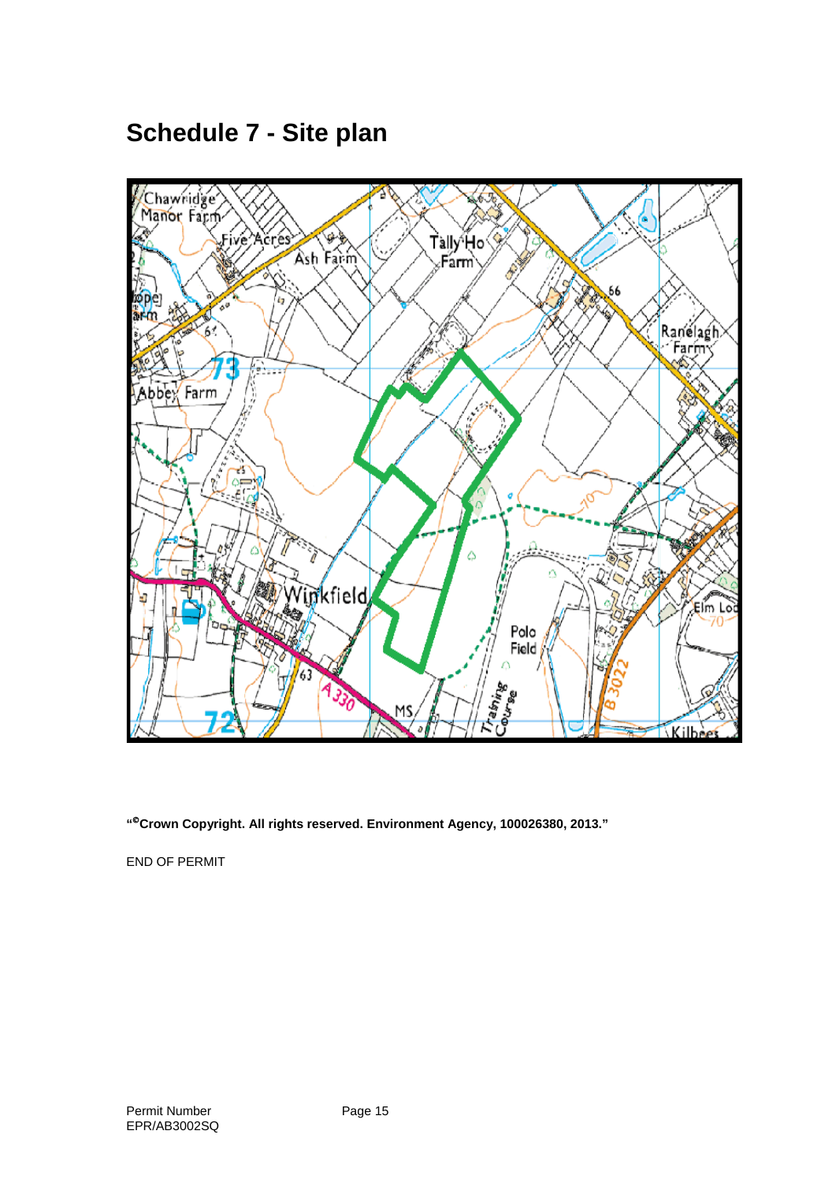# Schedule 7 - Site plan

"©Crown Copyright. All rights reserved. Environment Agency, 100026380, 2013."

END OF PERMIT